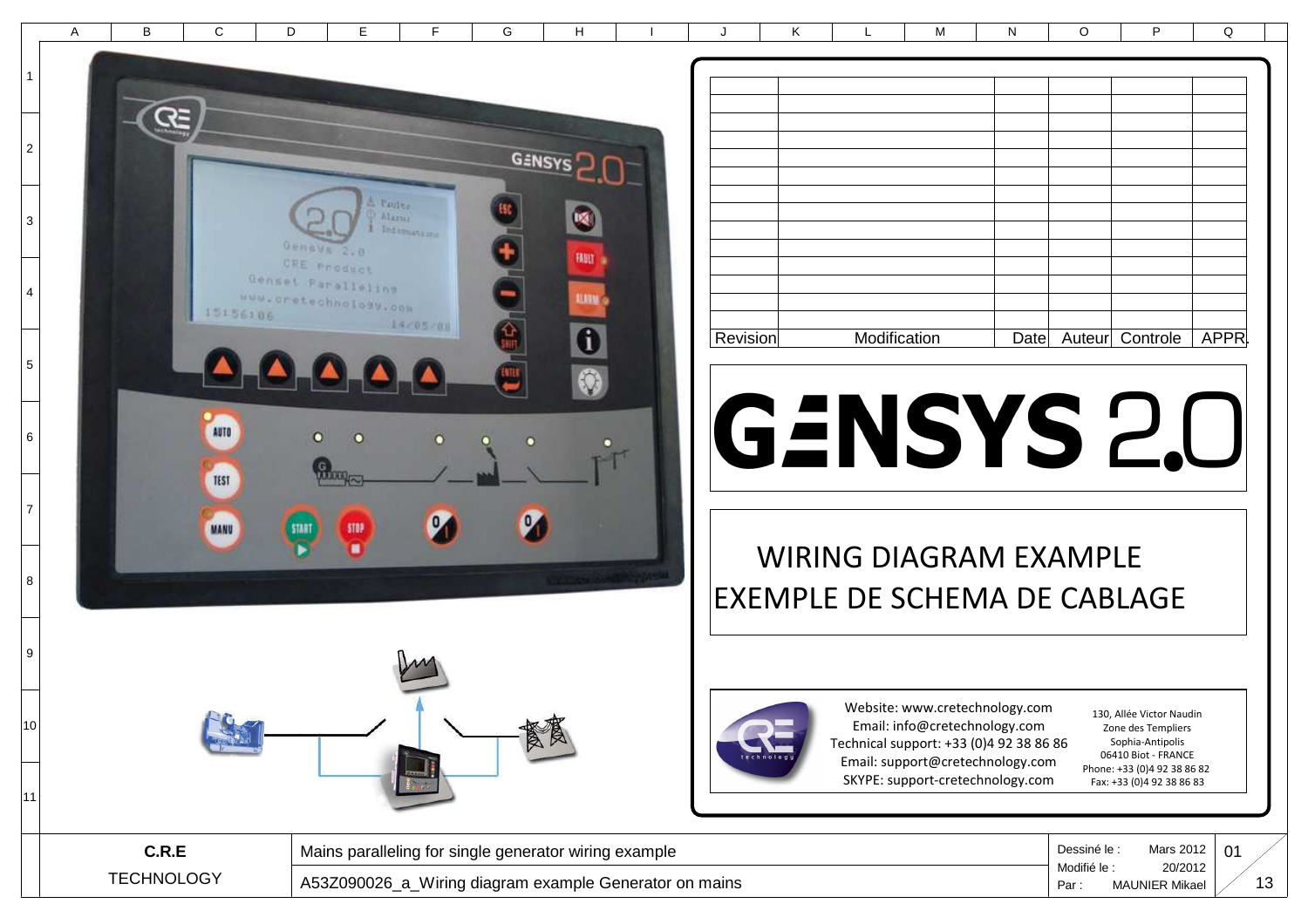| Revision | Modification | Date | Auteur | Controle | APPR. |
| --- | --- | --- | --- | --- | --- |
| | | | | | |

# GENSYS 2.0

## WIRING DIAGRAM EXAMPLE
## EXEMPLE DE SCHEMA DE CABLAGE

Website: www.cretechnology.com
Email: info@cretechnology.com
Technical support: +33 (0)4 92 38 86 86
Email: support@cretechnology.com
SKYPE: support-cretechnology.com

130, Allée Victor Naudin
Zone des Templiers
Sophia-Antipolis
06410 Biot - FRANCE
Phone: +33 (0)4 92 38 86 82
Fax: +33 (0)4 92 38 86 83

| C.R.E TECHNOLOGY | Mains paralleling for single generator wiring example | Dessiné le : Mars 2012 | 01 |
| --- | --- | --- | --- |
| | A53Z090026_a_Wiring diagram example Generator on mains | Modifié le : 20/2012 Par : MAUNIER Mikael | 13 |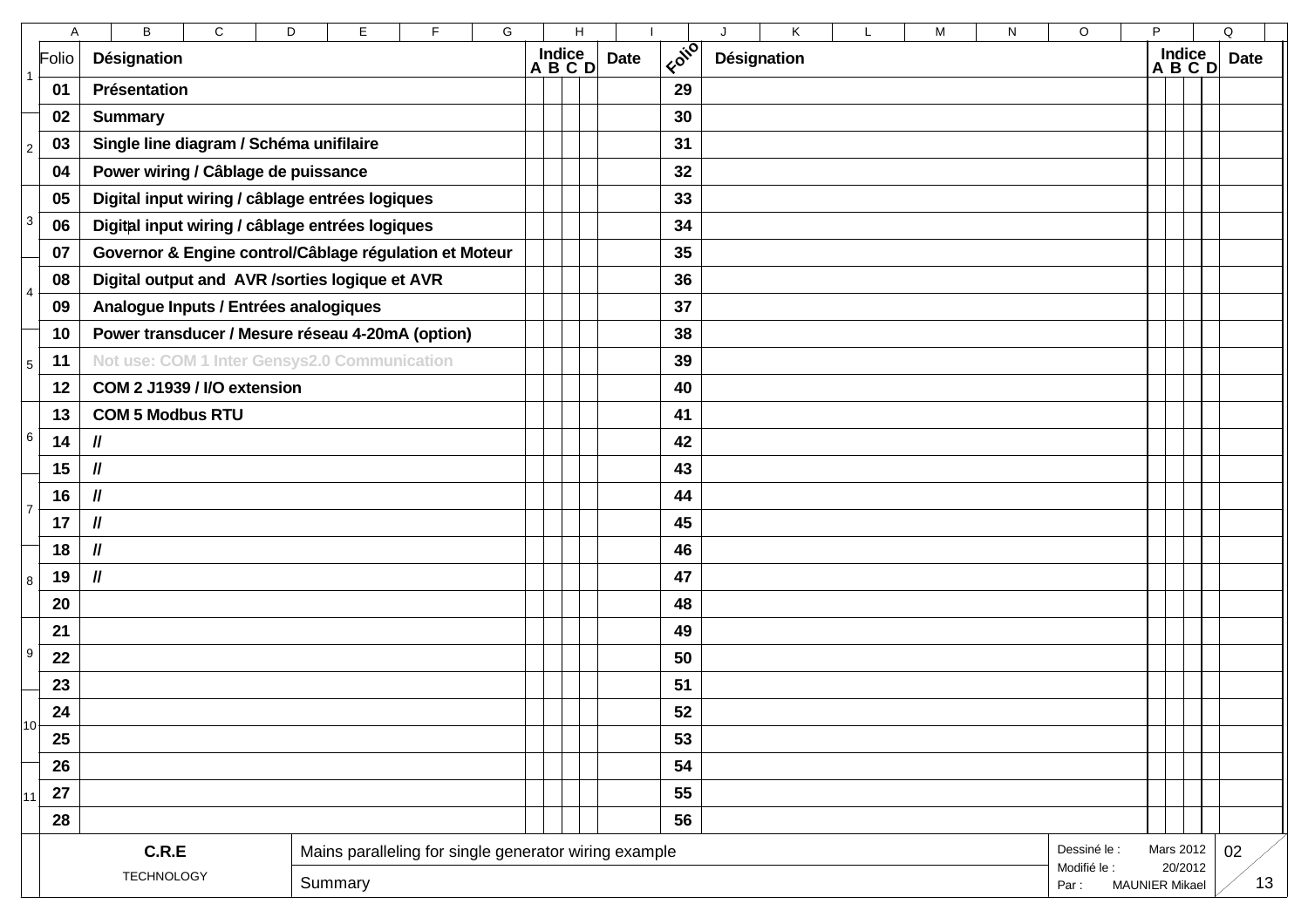| Folio | Désignation | Indice A | Indice B | Indice C | Indice D | Date | Folio | Désignation | Indice A | Indice B | Indice C | Indice D | Date |
|---|---|---|---|---|---|---|---|---|---|---|---|---|---|
| 01 | Présentation | | | | | | 29 | | | | | | |
| 02 | Summary | | | | | | 30 | | | | | | |
| 03 | Single line diagram / Schéma unifilaire | | | | | | 31 | | | | | | |
| 04 | Power wiring / Câblage de puissance | | | | | | 32 | | | | | | |
| 05 | Digital input wiring / câblage entrées logiques | | | | | | 33 | | | | | | |
| 06 | Digital input wiring / câblage entrées logiques | | | | | | 34 | | | | | | |
| 07 | Governor & Engine control/Câblage régulation et Moteur | | | | | | 35 | | | | | | |
| 08 | Digital output and AVR /sorties logique et AVR | | | | | | 36 | | | | | | |
| 09 | Analogue Inputs / Entrées analogiques | | | | | | 37 | | | | | | |
| 10 | Power transducer / Mesure réseau 4-20mA (option) | | | | | | 38 | | | | | | |
| 11 | Not use: COM 1 Inter Gensys2.0 Communication | | | | | | 39 | | | | | | |
| 12 | COM 2 J1939 / I/O extension | | | | | | 40 | | | | | | |
| 13 | COM 5 Modbus RTU | | | | | | 41 | | | | | | |
| 14 | // | | | | | | 42 | | | | | | |
| 15 | // | | | | | | 43 | | | | | | |
| 16 | // | | | | | | 44 | | | | | | |
| 17 | // | | | | | | 45 | | | | | | |
| 18 | // | | | | | | 46 | | | | | | |
| 19 | // | | | | | | 47 | | | | | | |
| 20 | | | | | | | 48 | | | | | | |
| 21 | | | | | | | 49 | | | | | | |
| 22 | | | | | | | 50 | | | | | | |
| 23 | | | | | | | 51 | | | | | | |
| 24 | | | | | | | 52 | | | | | | |
| 25 | | | | | | | 53 | | | | | | |
| 26 | | | | | | | 54 | | | | | | |
| 27 | | | | | | | 55 | | | | | | |
| 28 | | | | | | | 56 | | | | | | |

| C.R.E TECHNOLOGY | Mains paralleling for single generator wiring example / Summary | Dessiné le : Mars 2012 / Modifié le : 20/2012 / Par : MAUNIER Mikael |
|---|---|---|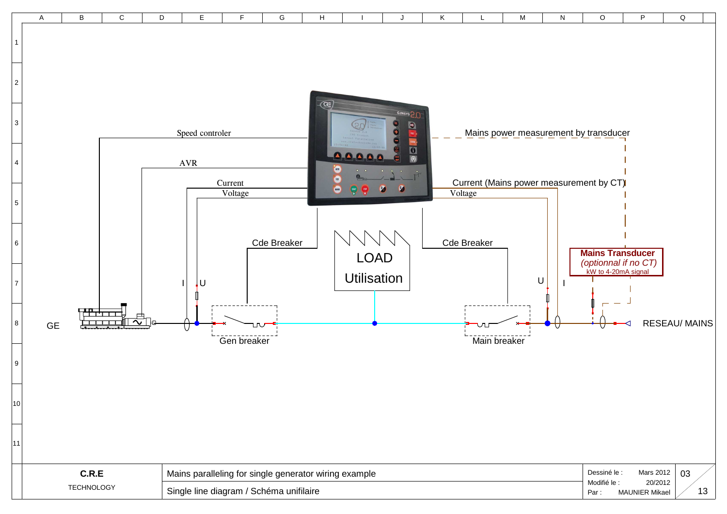Speed controler

AVR

Current

Voltage

Mains power measurement by transducer

Current (Mains power measurement by CT)

Voltage

Cde Breaker

LOAD

Utilisation

Cde Breaker

**Mains Transducer**

*(optionnal if no CT)*

kW to 4-20mA signal

I U

U I

GE

Gen breaker

Main breaker

RESEAU/ MAINS

| C.R.E TECHNOLOGY | Mains paralleling for single generator wiring example | Dessiné le : Mars 2012 | 03 |
|---|---|---|---|
| | Single line diagram / Schéma unifilaire | Modifié le : 20/2012 Par : MAUNIER Mikael | 13 |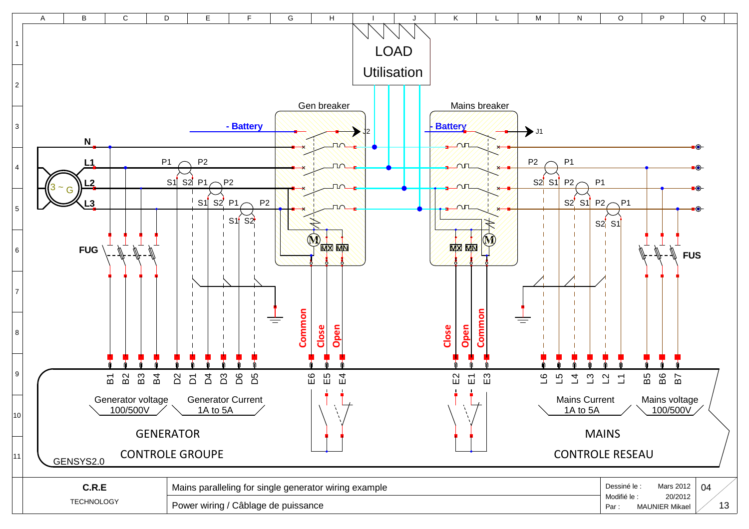LOAD

Utilisation

Gen breaker

Mains breaker

- Battery

- Battery

J2

J1

N

L1

L2

L3

3 ~ G

P1 P2

S1 S2 P1 P2

S1 S2 P1 P2

S1 S2

P2 P1

S2 S1 P2 P1

S2 S1 P2 P1

S2 S1

M MX MN

MX MN M

FUG

FUS

Common Close Open

Close Open Common

B1 B2 B3 B4 D2 D1 D4 D3 D6 D5 E6 E5 E4

E2 E1 E3 L6 L5 L4 L3 L2 L1 B5 B6 B7

Generator voltage 100/500V

Generator Current 1A to 5A

Mains Current 1A to 5A

Mains voltage 100/500V

GENERATOR

CONTROLE GROUPE

MAINS

CONTROLE RESEAU

GENSYS2.0

| C.R.E TECHNOLOGY | Mains paralleling for single generator wiring example | Dessiné le : Mars 2012 | 04 |
|---|---|---|---|
| | Power wiring / Câblage de puissance | Modifié le : 20/2012 Par : MAUNIER Mikael | 13 |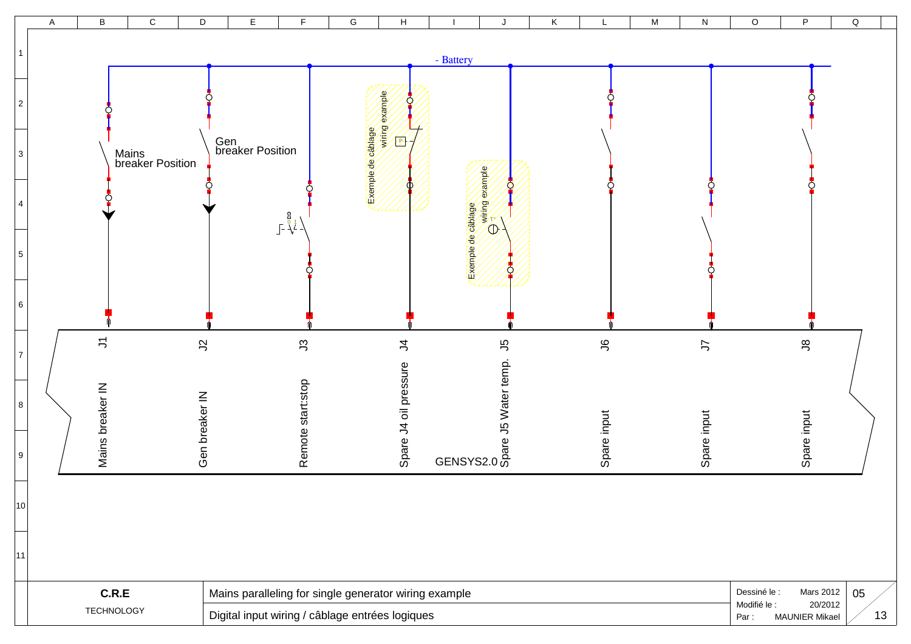- Battery

Mains breaker Position

Gen breaker Position

Exemple de câblage wiring example

Exemple de câblage wiring example

| J1 | J2 | J3 | J4 | J5 | J6 | J7 | J8 |
|---|---|---|---|---|---|---|---|
| Mains breaker IN | Gen breaker IN | Remote start:stop | Spare J4 oil pressure | Spare J5 Water temp. | Spare input | Spare input | Spare input |

GENSYS2.0

**C.R.E**

TECHNOLOGY

Mains paralleling for single generator wiring example

Digital input wiring / câblage entrées logiques

Dessiné le : Mars 2012

Modifié le : 20/2012

Par : MAUNIER Mikael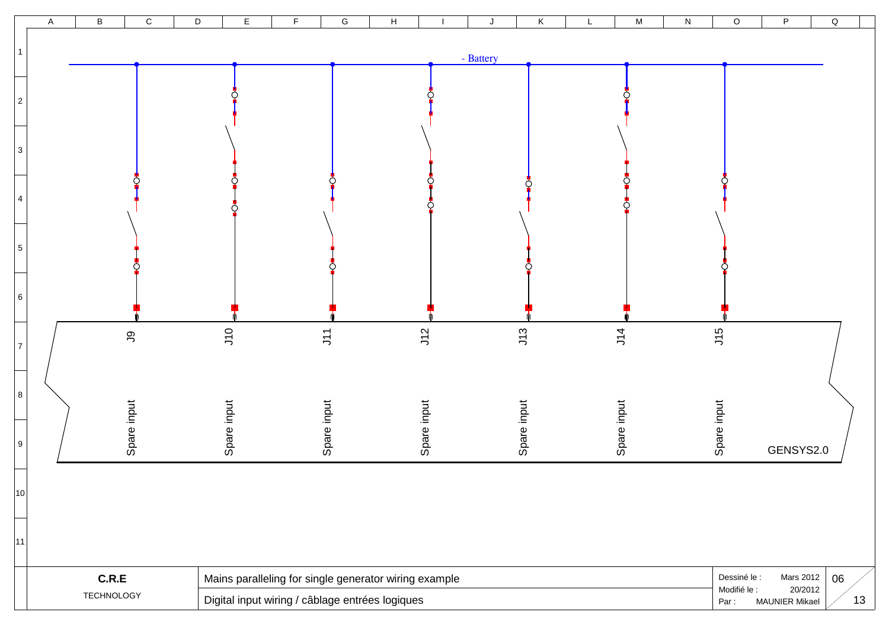- Battery

| J9 | J10 | J11 | J12 | J13 | J14 | J15 |
| --- | --- | --- | --- | --- | --- | --- |
| Spare input | Spare input | Spare input | Spare input | Spare input | Spare input | Spare input |

GENSYS2.0

**C.R.E**

TECHNOLOGY

Mains paralleling for single generator wiring example

Digital input wiring / câblage entrées logiques

Dessiné le : Mars 2012

Modifié le : 20/2012

Par : MAUNIER Mikael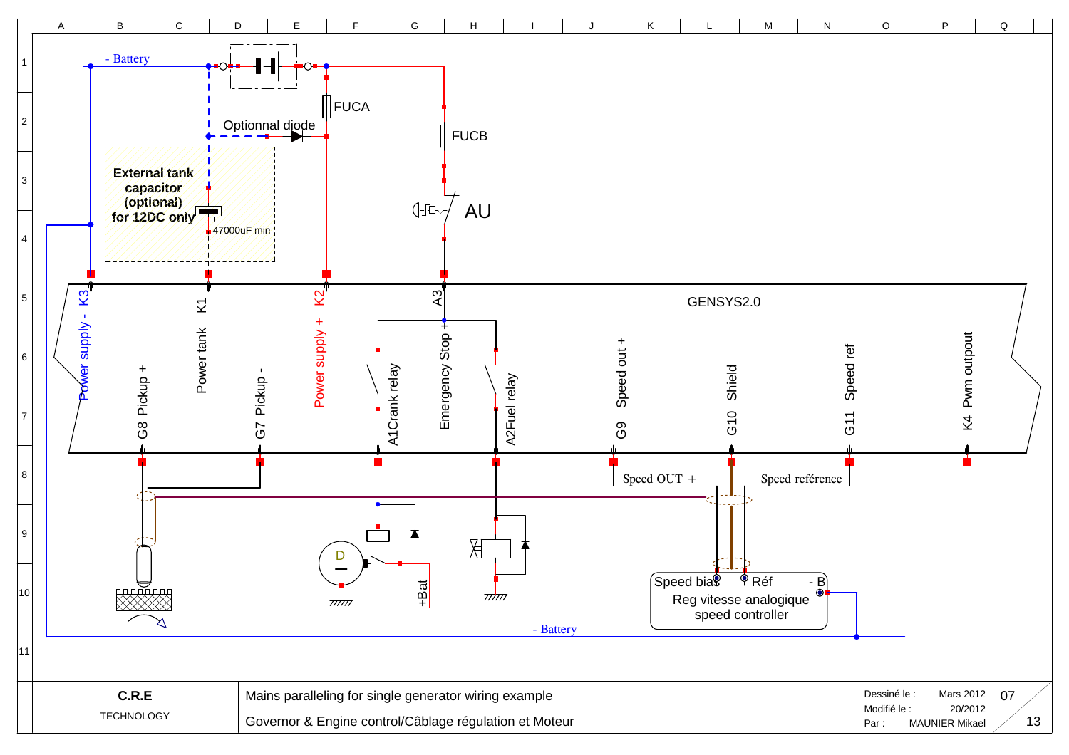- Battery

FUCA

Optionnal diode

FUCB

External tank capacitor (optional) for 12DC only

47000uF min

AU

GENSYS2.0

Power supply - K3

K1 Power tank

Power supply + K2

A3 Emergency Stop +

G8 Pickup +

G7 Pickup -

A1Crank relay

A2Fuel relay

G9 Speed out +

G10 Shield

G11 Speed ref

K4 Pwm outpout

Speed OUT +

Speed reférence

D

+Bat

Speed bias

Réf

- B

Reg vitesse analogique speed controller

- Battery

| C.R.E TECHNOLOGY | Mains paralleling for single generator wiring example | Dessiné le : Mars 2012 | 07 |
|---|---|---|---|
| | Governor & Engine control/Câblage régulation et Moteur | Modifié le : 20/2012 Par : MAUNIER Mikael | 13 |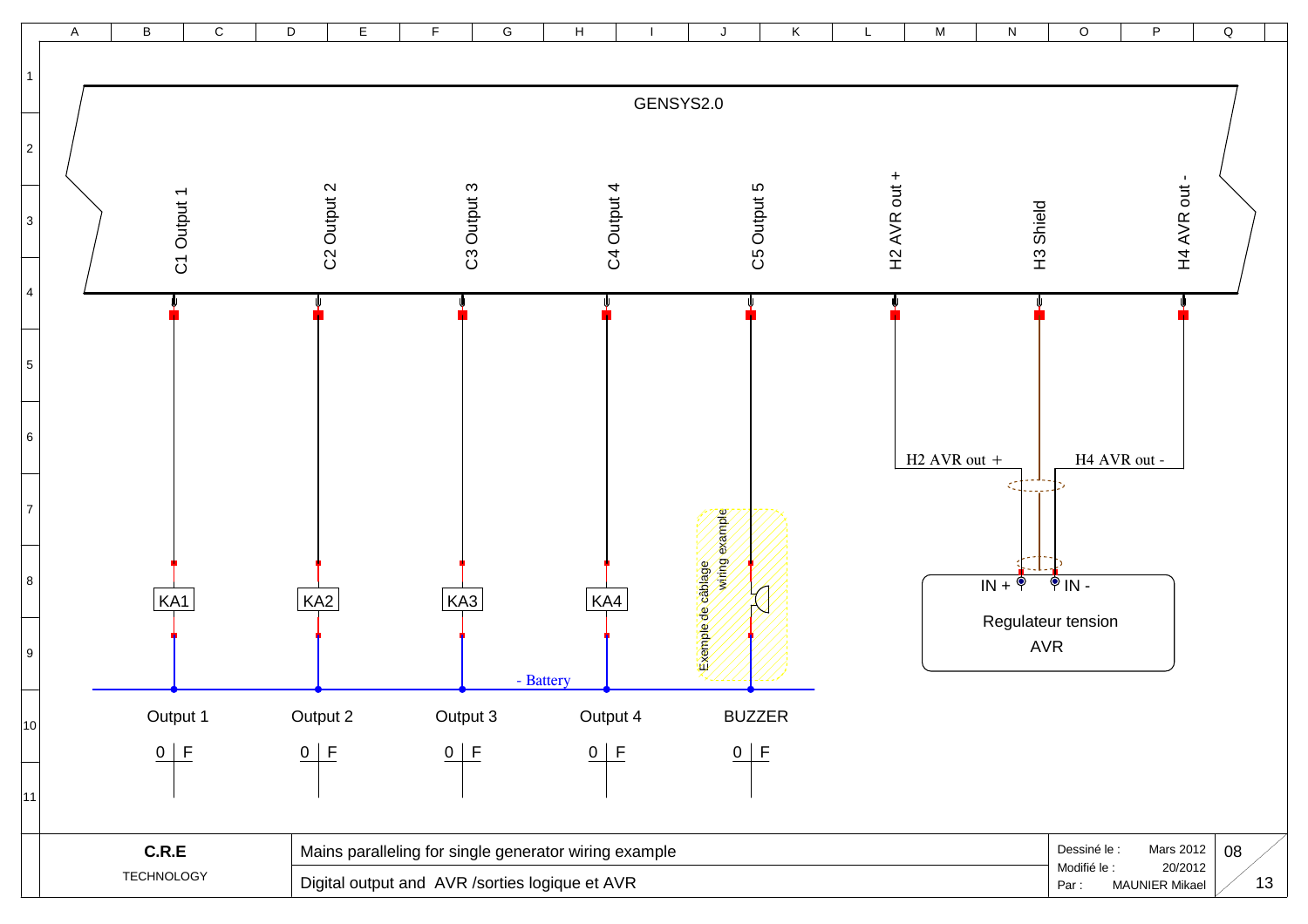GENSYS2.0

C1 Output 1

C2 Output 2

C3 Output 3

C4 Output 4

C5 Output 5

H2 AVR out +

H3 Shield

H4 AVR out -

KA1

KA2

KA3

KA4

Exemple de câblage wiring example

H2 AVR out +

H4 AVR out -

IN +

IN -

Regulateur tension AVR

- Battery

| Output 1 | Output 2 | Output 3 | Output 4 | BUZZER |
|---|---|---|---|---|
| 0 \| F | 0 \| F | 0 \| F | 0 \| F | 0 \| F |

**C.R.E**
TECHNOLOGY

Mains paralleling for single generator wiring example

Digital output and AVR /sorties logique et AVR

Dessiné le : Mars 2012
Modifié le : 20/2012
Par : MAUNIER Mikael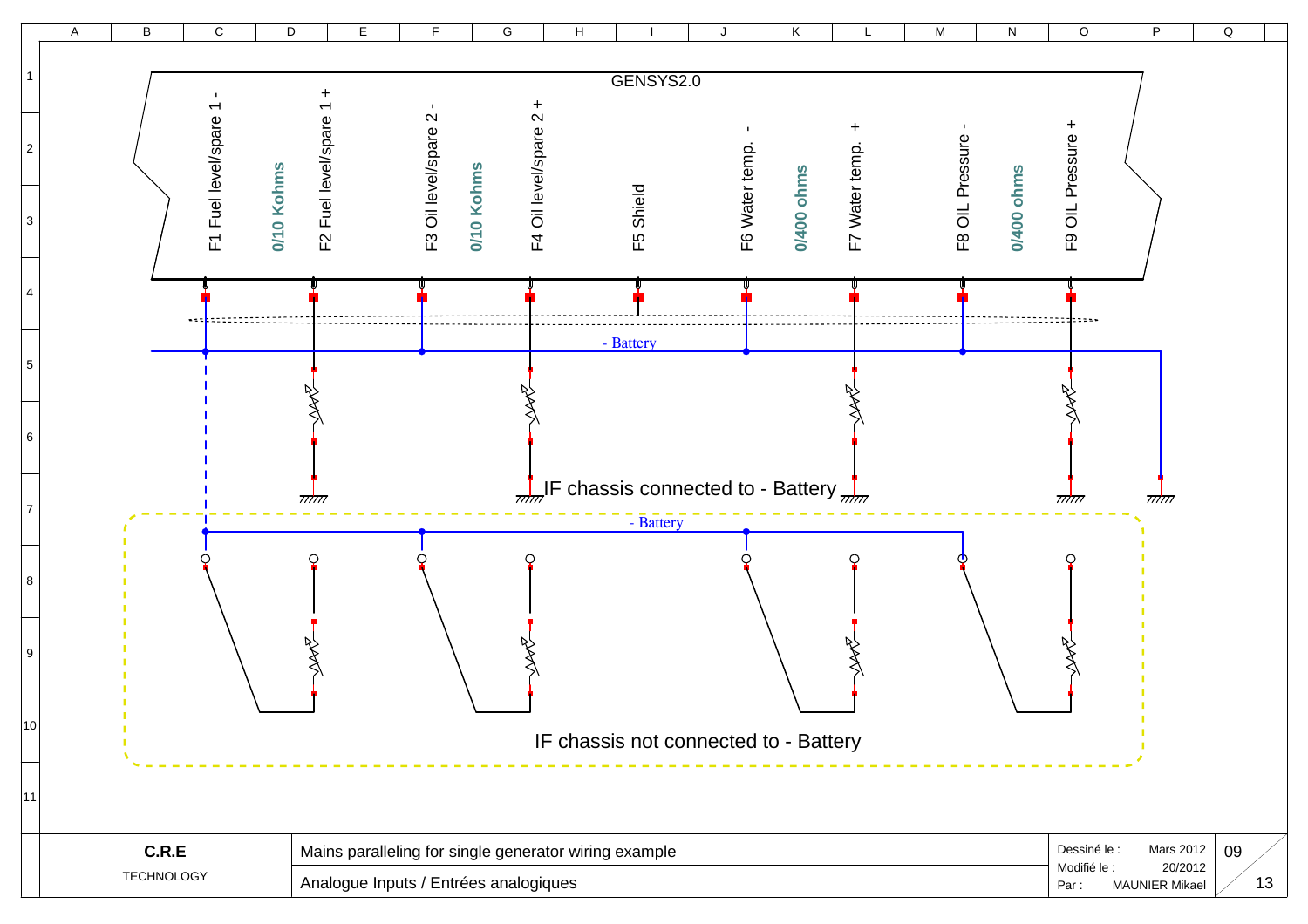GENSYS2.0

F1 Fuel level/spare 1 -

0/10 Kohms

F2 Fuel level/spare 1 +

F3 Oil level/spare 2 -

0/10 Kohms

F4 Oil level/spare 2 +

F5 Shield

F6 Water temp. -

0/400 ohms

F7 Water temp. +

F8 OIL Pressure -

0/400 ohms

F9 OIL Pressure +

- Battery

IF chassis connected to - Battery

- Battery

IF chassis not connected to - Battery

| C.R.E TECHNOLOGY | Mains paralleling for single generator wiring example | Dessiné le : Mars 2012 |
|---|---|---|
| | Analogue Inputs / Entrées analogiques | Modifié le : 20/2012 |
| | | Par : MAUNIER Mikael |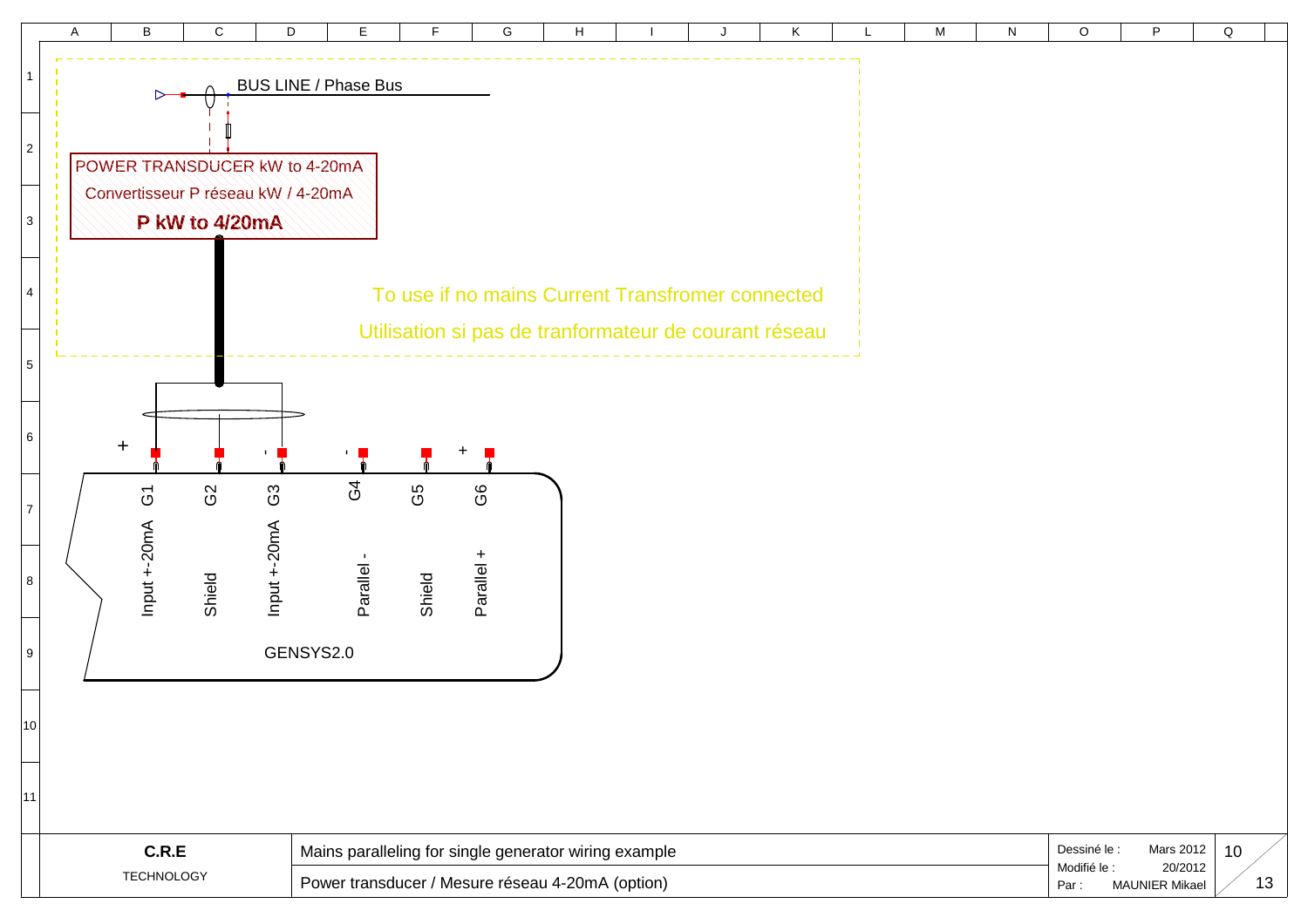BUS LINE / Phase Bus

POWER TRANSDUCER kW to 4-20mA

Convertisseur P réseau kW / 4-20mA

**P kW to 4/20mA**

To use if no mains Current Transfromer connected

Utilisation si pas de tranformateur de courant réseau

| Terminal | Polarity | Function |
|---|---|---|
| G1 | + | Input +-20mA |
| G2 | | Shield |
| G3 | - | Input +-20mA |
| G4 | - | Parallel - |
| G5 | | Shield |
| G6 | + | Parallel + |

GENSYS2.0

**C.R.E**
TECHNOLOGY

Mains paralleling for single generator wiring example

Power transducer / Mesure réseau 4-20mA (option)

Dessiné le : Mars 2012
Modifié le : 20/2012
Par : MAUNIER Mikael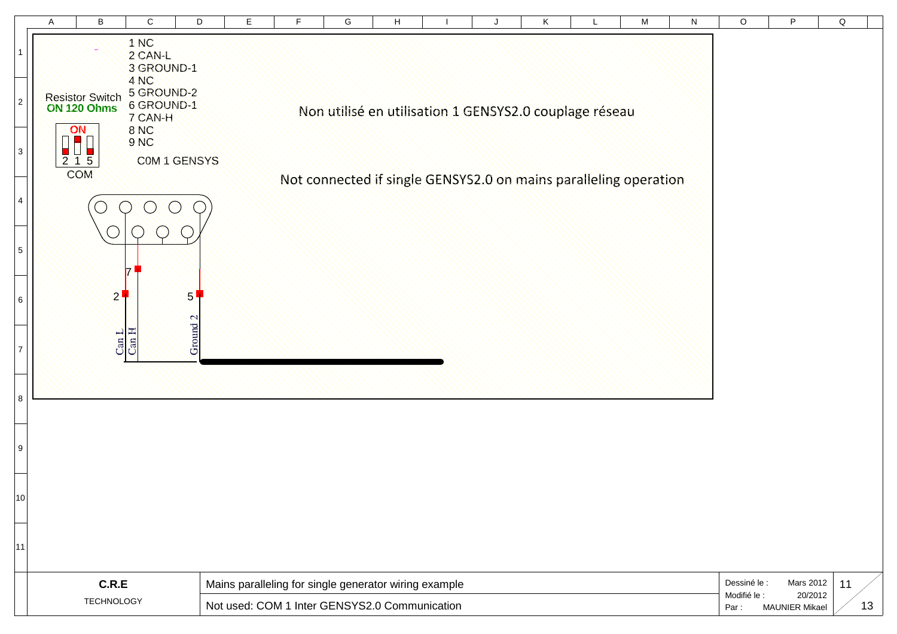1 NC
2 CAN-L
3 GROUND-1
4 NC
5 GROUND-2
6 GROUND-1
7 CAN-H
8 NC
9 NC

COM 1 GENSYS

Resistor Switch
**ON 120 Ohms**

ON
2 1 5
COM

Non utilisé en utilisation 1 GENSYS2.0 couplage réseau

Not connected if single GENSYS2.0 on mains paralleling operation

7
2
5

Can L
Can H
Ground 2

**C.R.E**
TECHNOLOGY

Mains paralleling for single generator wiring example

Not used: COM 1 Inter GENSYS2.0 Communication

| | | |
|---|---|---|
| Dessiné le : | Mars 2012 | 11 |
| Modifié le : | 20/2012 | |
| Par : | MAUNIER Mikael | 13 |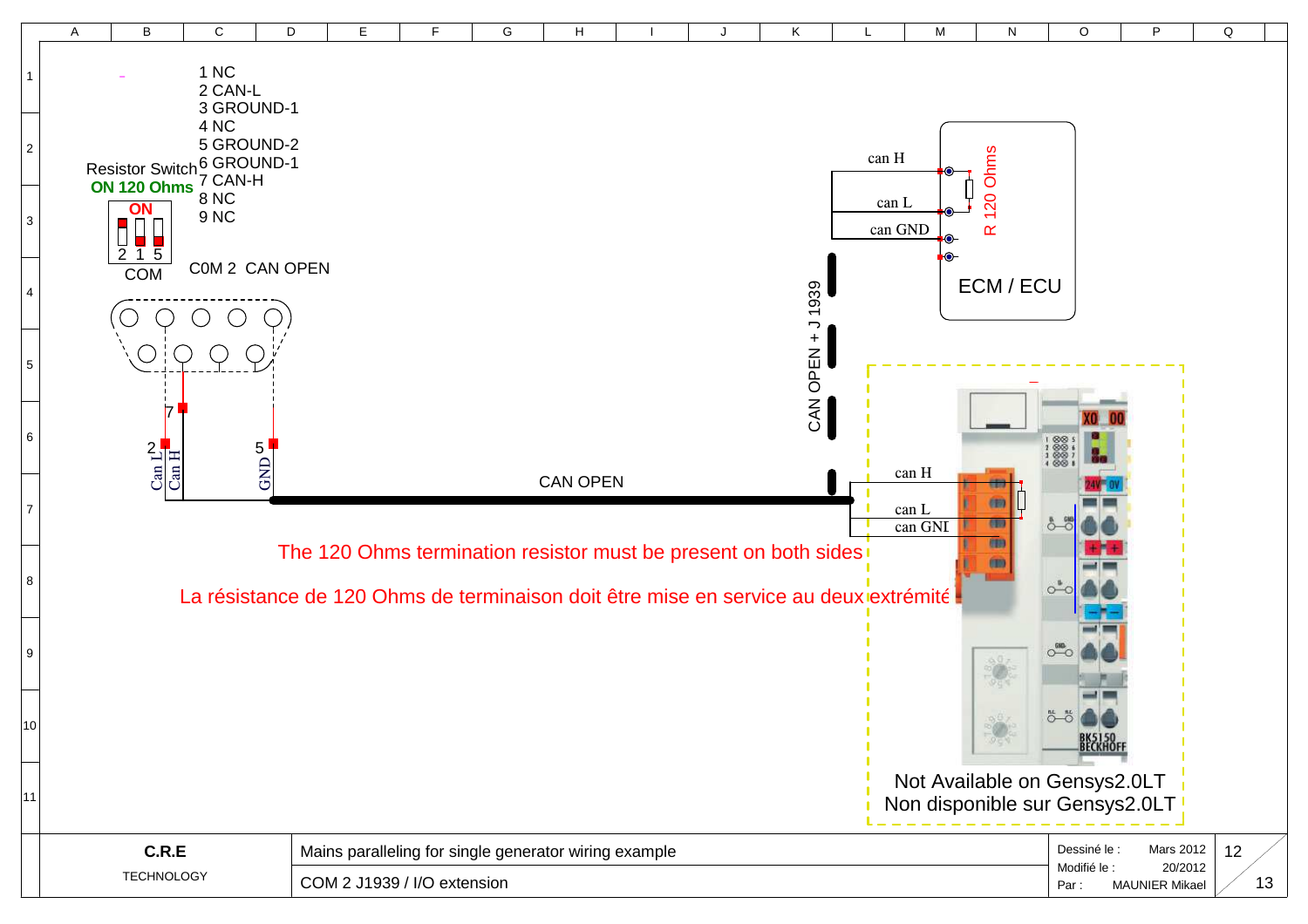1 NC
2 CAN-L
3 GROUND-1
4 NC
5 GROUND-2
6 GROUND-1
7 CAN-H
8 NC
9 NC

Resistor Switch
**ON 120 Ohms**

ON

2 1 5

COM

C0M 2 CAN OPEN

7

2

5

Can L

Can H

GND

CAN OPEN

CAN OPEN + J 1939

can H

can L

can GND

R 120 Ohms

ECM / ECU

can H

can L

can GND

The 120 Ohms termination resistor must be present on both sides

La résistance de 120 Ohms de terminaison doit être mise en service au deux extrémités

Not Available on Gensys2.0LT
Non disponible sur Gensys2.0LT

| C.R.E TECHNOLOGY | Mains paralleling for single generator wiring example | Dessiné le : Mars 2012 |
| --- | --- | --- |
| | COM 2 J1939 / I/O extension | Modifié le : 20/2012 |
| | | Par : MAUNIER Mikael |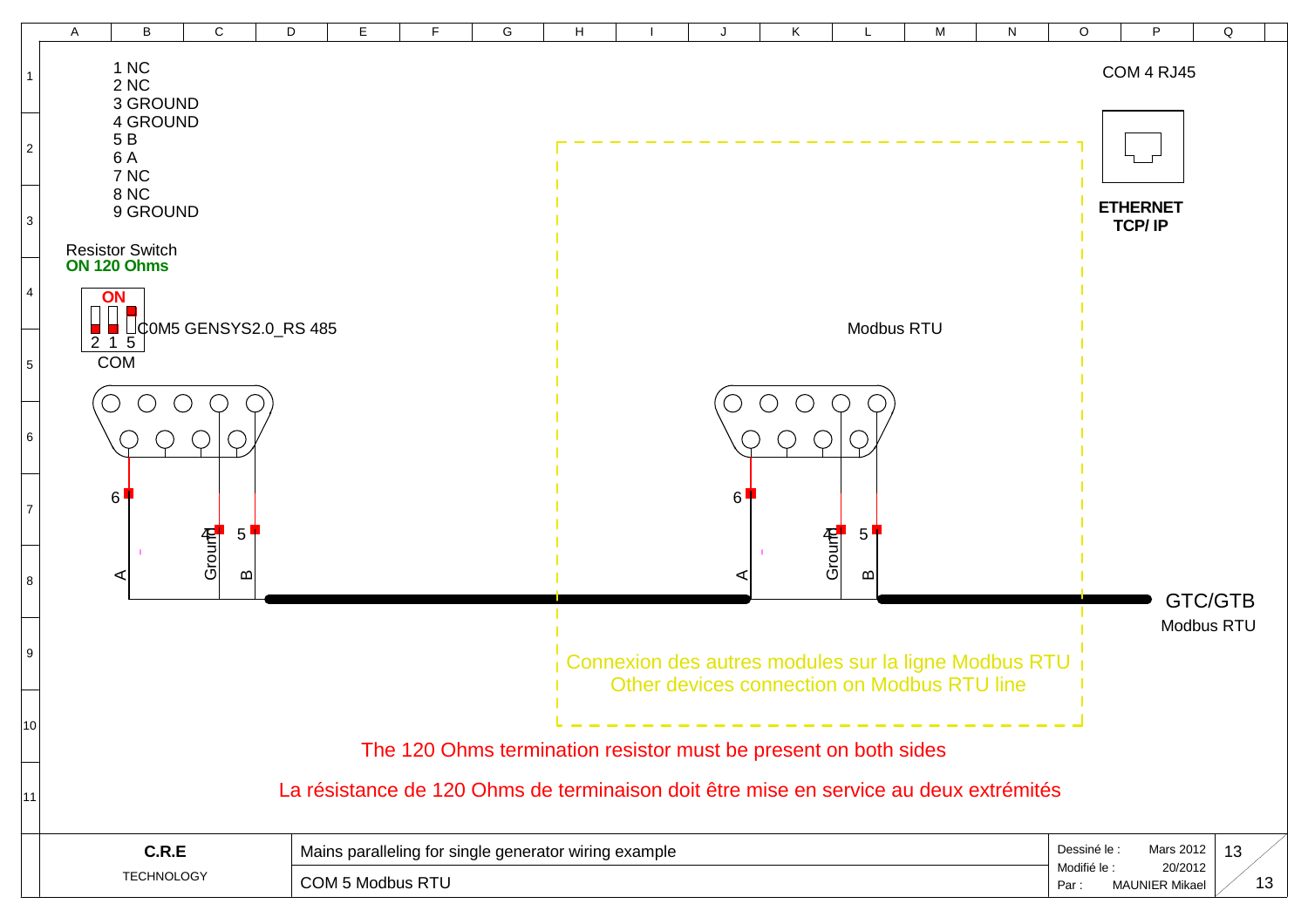1 NC
2 NC
3 GROUND
4 GROUND
5 B
6 A
7 NC
8 NC
9 GROUND

COM 4 RJ45

**ETHERNET TCP/ IP**

Resistor Switch
**ON 120 Ohms**

ON
2 1 5
COM

COM5 GENSYS2.0_RS 485

Modbus RTU

6
4 5
A Ground B

6
4 5
A Ground B

GTC/GTB
Modbus RTU

Connexion des autres modules sur la ligne Modbus RTU
Other devices connection on Modbus RTU line

The 120 Ohms termination resistor must be present on both sides

La résistance de 120 Ohms de terminaison doit être mise en service au deux extrémités

| | | |
|---|---|---|
| **C.R.E** TECHNOLOGY | Mains paralleling for single generator wiring example | Dessiné le : Mars 2012 |
| | COM 5 Modbus RTU | Modifié le : 20/2012 |
| | | Par : MAUNIER Mikael |